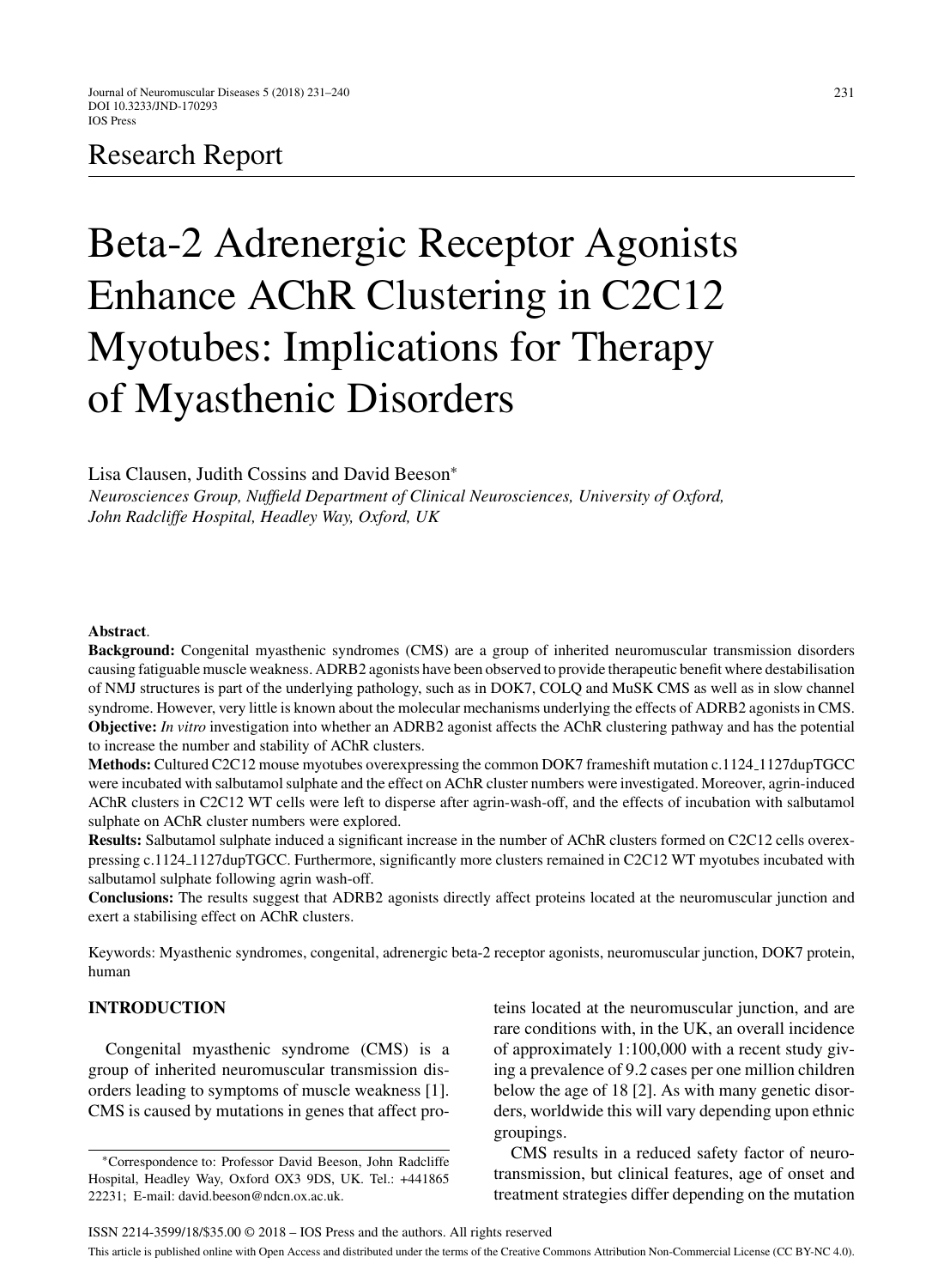Research Report

# Beta-2 Adrenergic Receptor Agonists Enhance AChR Clustering in C2C12 Myotubes: Implications for Therapy of Myasthenic Disorders

Lisa Clausen, Judith Cossins and David Beeson*

*Neurosciences Group, Nuffield Department of Clinical Neurosciences, University of Oxford, John Radcliffe Hospital, Headley Way, Oxford, UK*

**Abstract.**

**Background:** Congenital myasthenic syndromes (CMS) are a group of inherited neuromuscular transmission disorders causing fatiguable muscle weakness. ADRB2 agonists have been observed to provide therapeutic benefit where destabilisation of NMJ structures is part of the underlying pathology, such as in DOK7, COLQ and MuSK CMS as well as in slow channel syndrome. However, very little is known about the molecular mechanisms underlying the effects of ADRB2 agonists in CMS.

**Objective:** *In vitro* investigation into whether an ADRB2 agonist affects the AChR clustering pathway and has the potential to increase the number and stability of AChR clusters.

**Methods:** Cultured C2C12 mouse myotubes overexpressing the common DOK7 frameshift mutation c.1124_1127dupTGCC were incubated with salbutamol sulphate and the effect on AChR cluster numbers were investigated. Moreover, agrin-induced AChR clusters in C2C12 WT cells were left to disperse after agrin-wash-off, and the effects of incubation with salbutamol sulphate on AChR cluster numbers were explored.

**Results:** Salbutamol sulphate induced a significant increase in the number of AChR clusters formed on C2C12 cells overexpressing c.1124_1127dupTGCC. Furthermore, significantly more clusters remained in C2C12 WT myotubes incubated with salbutamol sulphate following agrin wash-off.

**Conclusions:** The results suggest that ADRB2 agonists directly affect proteins located at the neuromuscular junction and exert a stabilising effect on AChR clusters.

Keywords: Myasthenic syndromes, congenital, adrenergic beta-2 receptor agonists, neuromuscular junction, DOK7 protein, human

## INTRODUCTION

Congenital myasthenic syndrome (CMS) is a group of inherited neuromuscular transmission disorders leading to symptoms of muscle weakness [1]. CMS is caused by mutations in genes that affect proteins located at the neuromuscular junction, and are rare conditions with, in the UK, an overall incidence of approximately 1:100,000 with a recent study giving a prevalence of 9.2 cases per one million children below the age of 18 [2]. As with many genetic disorders, worldwide this will vary depending upon ethnic groupings.

CMS results in a reduced safety factor of neurotransmission, but clinical features, age of onset and treatment strategies differ depending on the mutation

*Correspondence to: Professor David Beeson, John Radcliffe Hospital, Headley Way, Oxford OX3 9DS, UK. Tel.: +441865 22231; E-mail: david.beeson@ndcn.ox.ac.uk.

ISSN 2214-3599/18/$35.00 © 2018 – IOS Press and the authors. All rights reserved

This article is published online with Open Access and distributed under the terms of the Creative Commons Attribution Non-Commercial License (CC BY-NC 4.0).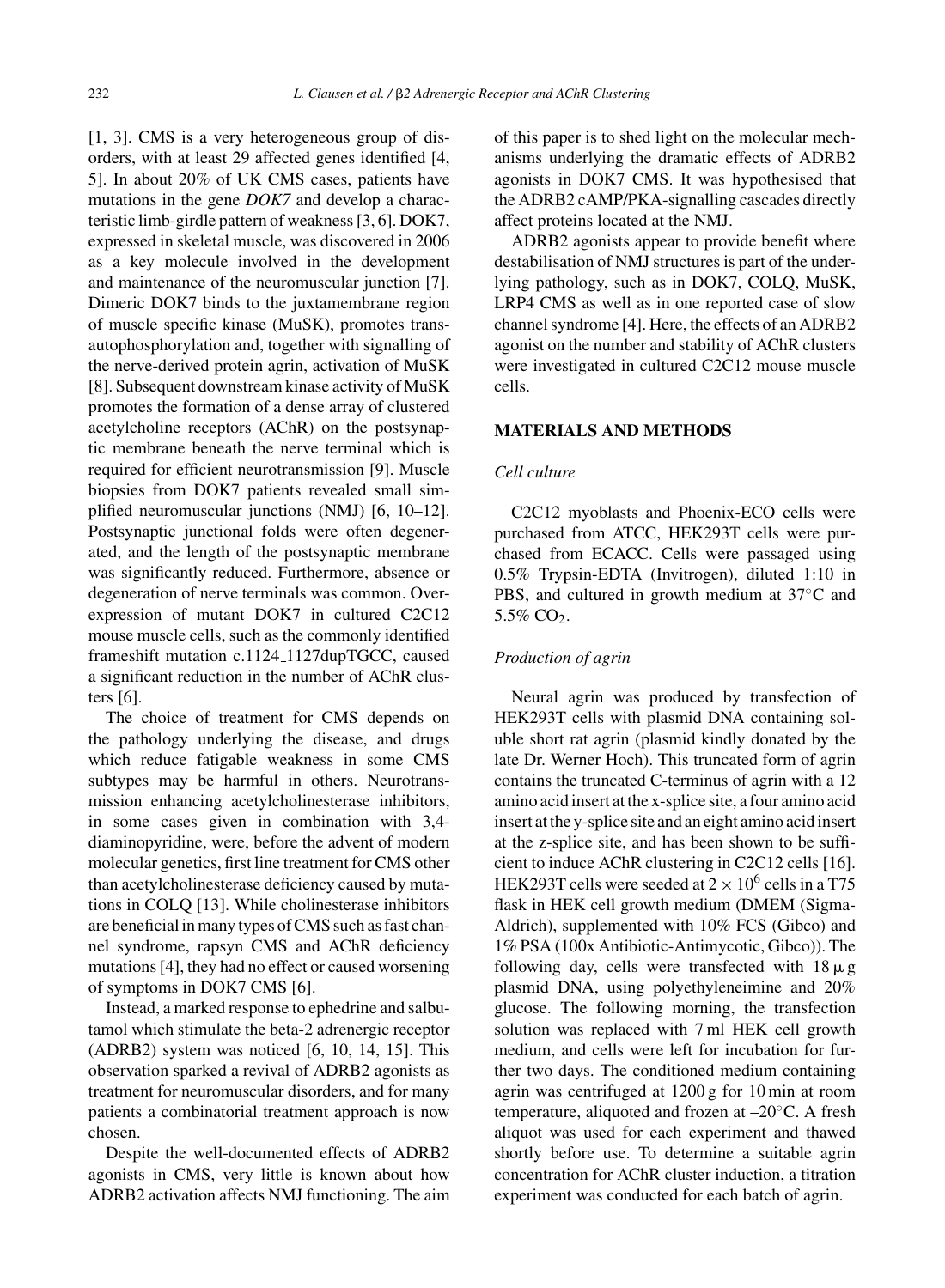[1, 3]. CMS is a very heterogeneous group of disorders, with at least 29 affected genes identified [4, 5]. In about 20% of UK CMS cases, patients have mutations in the gene *DOK7* and develop a characteristic limb-girdle pattern of weakness [3, 6]. DOK7, expressed in skeletal muscle, was discovered in 2006 as a key molecule involved in the development and maintenance of the neuromuscular junction [7]. Dimeric DOK7 binds to the juxtamembrane region of muscle specific kinase (MuSK), promotes trans-autophosphorylation and, together with signalling of the nerve-derived protein agrin, activation of MuSK [8]. Subsequent downstream kinase activity of MuSK promotes the formation of a dense array of clustered acetylcholine receptors (AChR) on the postsynaptic membrane beneath the nerve terminal which is required for efficient neurotransmission [9]. Muscle biopsies from DOK7 patients revealed small simplified neuromuscular junctions (NMJ) [6, 10–12]. Postsynaptic junctional folds were often degenerated, and the length of the postsynaptic membrane was significantly reduced. Furthermore, absence or degeneration of nerve terminals was common. Overexpression of mutant DOK7 in cultured C2C12 mouse muscle cells, such as the commonly identified frameshift mutation c.1124_1127dupTGCC, caused a significant reduction in the number of AChR clusters [6].

The choice of treatment for CMS depends on the pathology underlying the disease, and drugs which reduce fatigable weakness in some CMS subtypes may be harmful in others. Neurotransmission enhancing acetylcholinesterase inhibitors, in some cases given in combination with 3,4-diaminopyridine, were, before the advent of modern molecular genetics, first line treatment for CMS other than acetylcholinesterase deficiency caused by mutations in COLQ [13]. While cholinesterase inhibitors are beneficial in many types of CMS such as fast channel syndrome, rapsyn CMS and AChR deficiency mutations [4], they had no effect or caused worsening of symptoms in DOK7 CMS [6].

Instead, a marked response to ephedrine and salbutamol which stimulate the beta-2 adrenergic receptor (ADRB2) system was noticed [6, 10, 14, 15]. This observation sparked a revival of ADRB2 agonists as treatment for neuromuscular disorders, and for many patients a combinatorial treatment approach is now chosen.

Despite the well-documented effects of ADRB2 agonists in CMS, very little is known about how ADRB2 activation affects NMJ functioning. The aim of this paper is to shed light on the molecular mechanisms underlying the dramatic effects of ADRB2 agonists in DOK7 CMS. It was hypothesised that the ADRB2 cAMP/PKA-signalling cascades directly affect proteins located at the NMJ.

ADRB2 agonists appear to provide benefit where destabilisation of NMJ structures is part of the underlying pathology, such as in DOK7, COLQ, MuSK, LRP4 CMS as well as in one reported case of slow channel syndrome [4]. Here, the effects of an ADRB2 agonist on the number and stability of AChR clusters were investigated in cultured C2C12 mouse muscle cells.

## MATERIALS AND METHODS

### *Cell culture*

C2C12 myoblasts and Phoenix-ECO cells were purchased from ATCC, HEK293T cells were purchased from ECACC. Cells were passaged using 0.5% Trypsin-EDTA (Invitrogen), diluted 1:10 in PBS, and cultured in growth medium at 37°C and 5.5% $CO_2$.

### *Production of agrin*

Neural agrin was produced by transfection of HEK293T cells with plasmid DNA containing soluble short rat agrin (plasmid kindly donated by the late Dr. Werner Hoch). This truncated form of agrin contains the truncated C-terminus of agrin with a 12 amino acid insert at the x-splice site, a four amino acid insert at the y-splice site and an eight amino acid insert at the z-splice site, and has been shown to be sufficient to induce AChR clustering in C2C12 cells [16]. HEK293T cells were seeded at $2 \times 10^6$ cells in a T75 flask in HEK cell growth medium (DMEM (Sigma-Aldrich), supplemented with 10% FCS (Gibco) and 1% PSA (100x Antibiotic-Antimycotic, Gibco)). The following day, cells were transfected with 18 µg plasmid DNA, using polyethyleneimine and 20% glucose. The following morning, the transfection solution was replaced with 7 ml HEK cell growth medium, and cells were left for incubation for further two days. The conditioned medium containing agrin was centrifuged at 1200 g for 10 min at room temperature, aliquoted and frozen at –20°C. A fresh aliquot was used for each experiment and thawed shortly before use. To determine a suitable agrin concentration for AChR cluster induction, a titration experiment was conducted for each batch of agrin.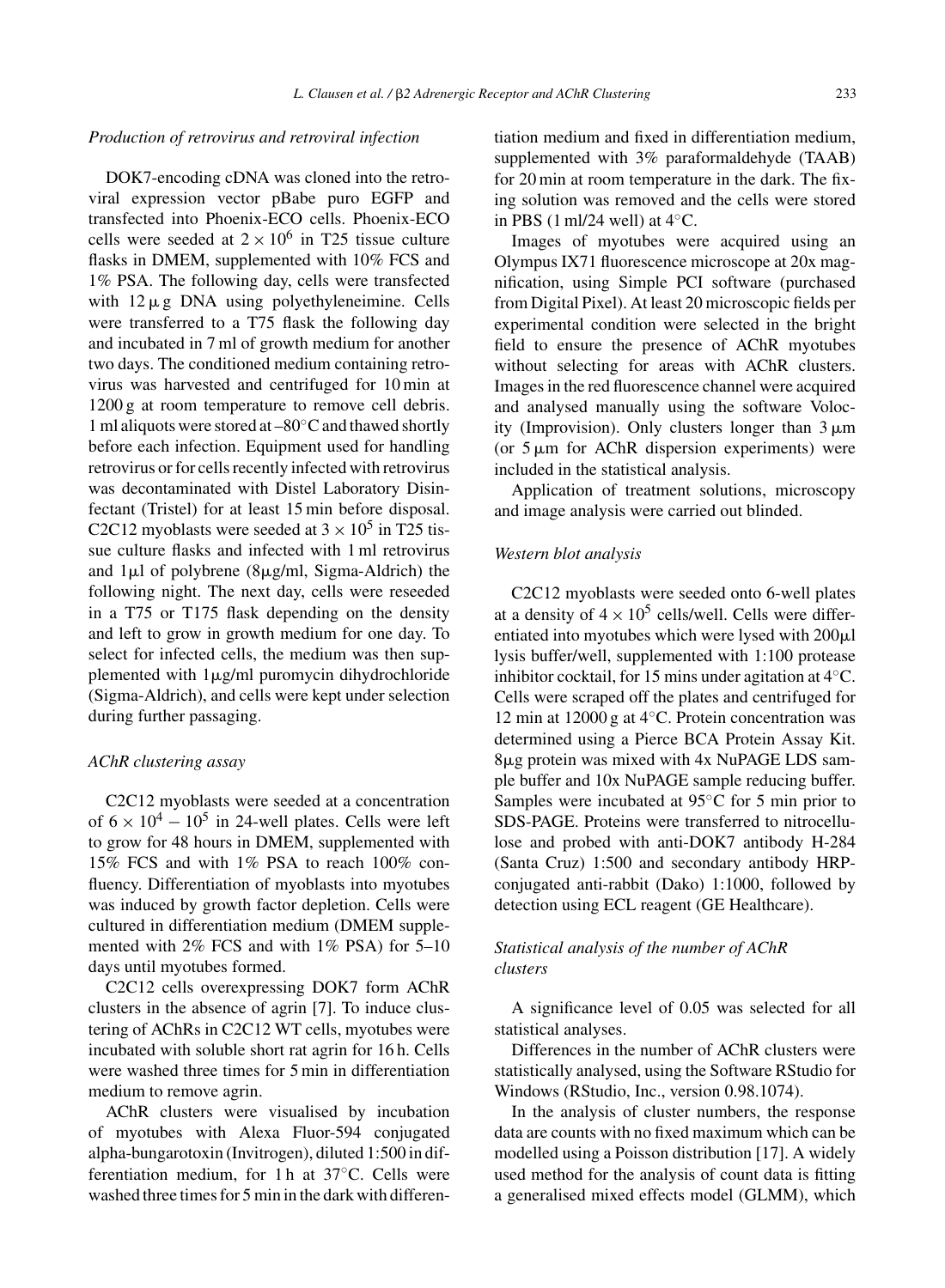### Production of retrovirus and retroviral infection

DOK7-encoding cDNA was cloned into the retroviral expression vector pBabe puro EGFP and transfected into Phoenix-ECO cells. Phoenix-ECO cells were seeded at $2 \times 10^6$ in T25 tissue culture flasks in DMEM, supplemented with 10% FCS and 1% PSA. The following day, cells were transfected with 12 μg DNA using polyethyleneimine. Cells were transferred to a T75 flask the following day and incubated in 7 ml of growth medium for another two days. The conditioned medium containing retrovirus was harvested and centrifuged for 10 min at 1200 g at room temperature to remove cell debris. 1 ml aliquots were stored at –80°C and thawed shortly before each infection. Equipment used for handling retrovirus or for cells recently infected with retrovirus was decontaminated with Distel Laboratory Disinfectant (Tristel) for at least 15 min before disposal. C2C12 myoblasts were seeded at $3 \times 10^5$ in T25 tissue culture flasks and infected with 1 ml retrovirus and 1μl of polybrene (8μg/ml, Sigma-Aldrich) the following night. The next day, cells were reseeded in a T75 or T175 flask depending on the density and left to grow in growth medium for one day. To select for infected cells, the medium was then supplemented with 1μg/ml puromycin dihydrochloride (Sigma-Aldrich), and cells were kept under selection during further passaging.

### AChR clustering assay

C2C12 myoblasts were seeded at a concentration of $6 \times 10^4 - 10^5$ in 24-well plates. Cells were left to grow for 48 hours in DMEM, supplemented with 15% FCS and with 1% PSA to reach 100% confluency. Differentiation of myoblasts into myotubes was induced by growth factor depletion. Cells were cultured in differentiation medium (DMEM supplemented with 2% FCS and with 1% PSA) for 5–10 days until myotubes formed.

C2C12 cells overexpressing DOK7 form AChR clusters in the absence of agrin [7]. To induce clustering of AChRs in C2C12 WT cells, myotubes were incubated with soluble short rat agrin for 16 h. Cells were washed three times for 5 min in differentiation medium to remove agrin.

AChR clusters were visualised by incubation of myotubes with Alexa Fluor-594 conjugated alpha-bungarotoxin (Invitrogen), diluted 1:500 in differentiation medium, for 1 h at 37°C. Cells were washed three times for 5 min in the dark with differentiation medium and fixed in differentiation medium, supplemented with 3% paraformaldehyde (TAAB) for 20 min at room temperature in the dark. The fixing solution was removed and the cells were stored in PBS (1 ml/24 well) at 4°C.

Images of myotubes were acquired using an Olympus IX71 fluorescence microscope at 20x magnification, using Simple PCI software (purchased from Digital Pixel). At least 20 microscopic fields per experimental condition were selected in the bright field to ensure the presence of AChR myotubes without selecting for areas with AChR clusters. Images in the red fluorescence channel were acquired and analysed manually using the software Volocity (Improvision). Only clusters longer than 3 μm (or 5 μm for AChR dispersion experiments) were included in the statistical analysis.

Application of treatment solutions, microscopy and image analysis were carried out blinded.

### Western blot analysis

C2C12 myoblasts were seeded onto 6-well plates at a density of $4 \times 10^5$ cells/well. Cells were differentiated into myotubes which were lysed with 200μl lysis buffer/well, supplemented with 1:100 protease inhibitor cocktail, for 15 mins under agitation at 4°C. Cells were scraped off the plates and centrifuged for 12 min at 12000 g at 4°C. Protein concentration was determined using a Pierce BCA Protein Assay Kit. 8μg protein was mixed with 4x NuPAGE LDS sample buffer and 10x NuPAGE sample reducing buffer. Samples were incubated at 95°C for 5 min prior to SDS-PAGE. Proteins were transferred to nitrocellulose and probed with anti-DOK7 antibody H-284 (Santa Cruz) 1:500 and secondary antibody HRP-conjugated anti-rabbit (Dako) 1:1000, followed by detection using ECL reagent (GE Healthcare).

### Statistical analysis of the number of AChR clusters

A significance level of 0.05 was selected for all statistical analyses.

Differences in the number of AChR clusters were statistically analysed, using the Software RStudio for Windows (RStudio, Inc., version 0.98.1074).

In the analysis of cluster numbers, the response data are counts with no fixed maximum which can be modelled using a Poisson distribution [17]. A widely used method for the analysis of count data is fitting a generalised mixed effects model (GLMM), which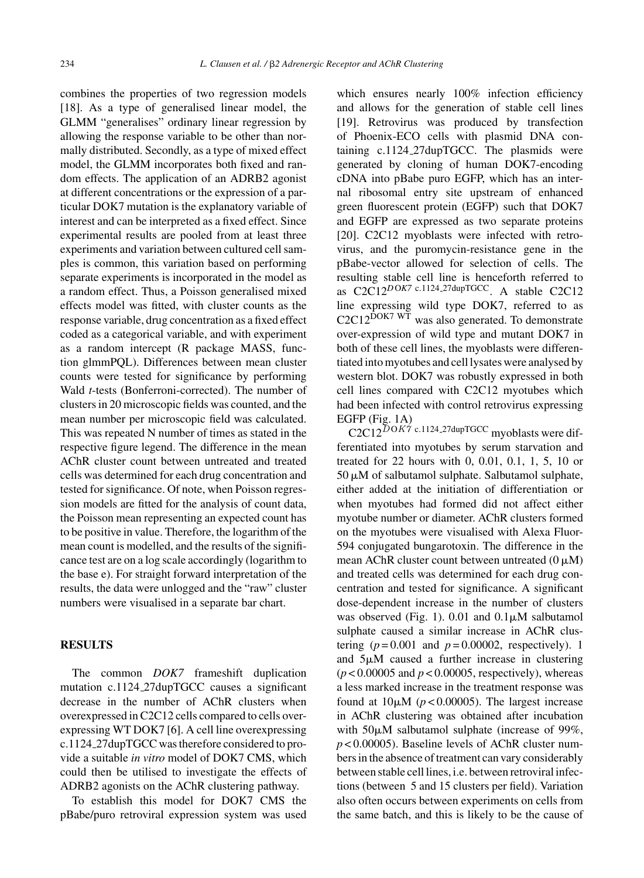combines the properties of two regression models [18]. As a type of generalised linear model, the GLMM "generalises" ordinary linear regression by allowing the response variable to be other than normally distributed. Secondly, as a type of mixed effect model, the GLMM incorporates both fixed and random effects. The application of an ADRB2 agonist at different concentrations or the expression of a particular DOK7 mutation is the explanatory variable of interest and can be interpreted as a fixed effect. Since experimental results are pooled from at least three experiments and variation between cultured cell samples is common, this variation based on performing separate experiments is incorporated in the model as a random effect. Thus, a Poisson generalised mixed effects model was fitted, with cluster counts as the response variable, drug concentration as a fixed effect coded as a categorical variable, and with experiment as a random intercept (R package MASS, function glmmPQL). Differences between mean cluster counts were tested for significance by performing Wald *t*-tests (Bonferroni-corrected). The number of clusters in 20 microscopic fields was counted, and the mean number per microscopic field was calculated. This was repeated N number of times as stated in the respective figure legend. The difference in the mean AChR cluster count between untreated and treated cells was determined for each drug concentration and tested for significance. Of note, when Poisson regression models are fitted for the analysis of count data, the Poisson mean representing an expected count has to be positive in value. Therefore, the logarithm of the mean count is modelled, and the results of the significance test are on a log scale accordingly (logarithm to the base e). For straight forward interpretation of the results, the data were unlogged and the "raw" cluster numbers were visualised in a separate bar chart.

## RESULTS

The common *DOK7* frameshift duplication mutation c.1124_27dupTGCC causes a significant decrease in the number of AChR clusters when overexpressed in C2C12 cells compared to cells overexpressing WT DOK7 [6]. A cell line overexpressing c.1124_27dupTGCC was therefore considered to provide a suitable *in vitro* model of DOK7 CMS, which could then be utilised to investigate the effects of ADRB2 agonists on the AChR clustering pathway.

To establish this model for DOK7 CMS the pBabe/puro retroviral expression system was used which ensures nearly 100% infection efficiency and allows for the generation of stable cell lines [19]. Retrovirus was produced by transfection of Phoenix-ECO cells with plasmid DNA containing c.1124_27dupTGCC. The plasmids were generated by cloning of human DOK7-encoding cDNA into pBabe puro EGFP, which has an internal ribosomal entry site upstream of enhanced green fluorescent protein (EGFP) such that DOK7 and EGFP are expressed as two separate proteins [20]. C2C12 myoblasts were infected with retrovirus, and the puromycin-resistance gene in the pBabe-vector allowed for selection of cells. The resulting stable cell line is henceforth referred to as C2C12$^{DOK7\ \text{c.1124\_27dupTGCC}}$. A stable C2C12 line expressing wild type DOK7, referred to as C2C12$^{\text{DOK7 WT}}$ was also generated. To demonstrate over-expression of wild type and mutant DOK7 in both of these cell lines, the myoblasts were differentiated into myotubes and cell lysates were analysed by western blot. DOK7 was robustly expressed in both cell lines compared with C2C12 myotubes which had been infected with control retrovirus expressing EGFP (Fig. 1A)

C2C12$^{DOK7\ \text{c.1124\_27dupTGCC}}$ myoblasts were differentiated into myotubes by serum starvation and treated for 22 hours with 0, 0.01, 0.1, 1, 5, 10 or 50 μM of salbutamol sulphate. Salbutamol sulphate, either added at the initiation of differentiation or when myotubes had formed did not affect either myotube number or diameter. AChR clusters formed on the myotubes were visualised with Alexa Fluor-594 conjugated bungarotoxin. The difference in the mean AChR cluster count between untreated (0 μM) and treated cells was determined for each drug concentration and tested for significance. A significant dose-dependent increase in the number of clusters was observed (Fig. 1). 0.01 and 0.1μM salbutamol sulphate caused a similar increase in AChR clustering ($p = 0.001$ and $p = 0.00002$, respectively). 1 and 5μM caused a further increase in clustering ($p < 0.00005$ and $p < 0.00005$, respectively), whereas a less marked increase in the treatment response was found at 10μM ($p < 0.00005$). The largest increase in AChR clustering was obtained after incubation with 50μM salbutamol sulphate (increase of 99%, $p < 0.00005$). Baseline levels of AChR cluster numbers in the absence of treatment can vary considerably between stable cell lines, i.e. between retroviral infections (between 5 and 15 clusters per field). Variation also often occurs between experiments on cells from the same batch, and this is likely to be the cause of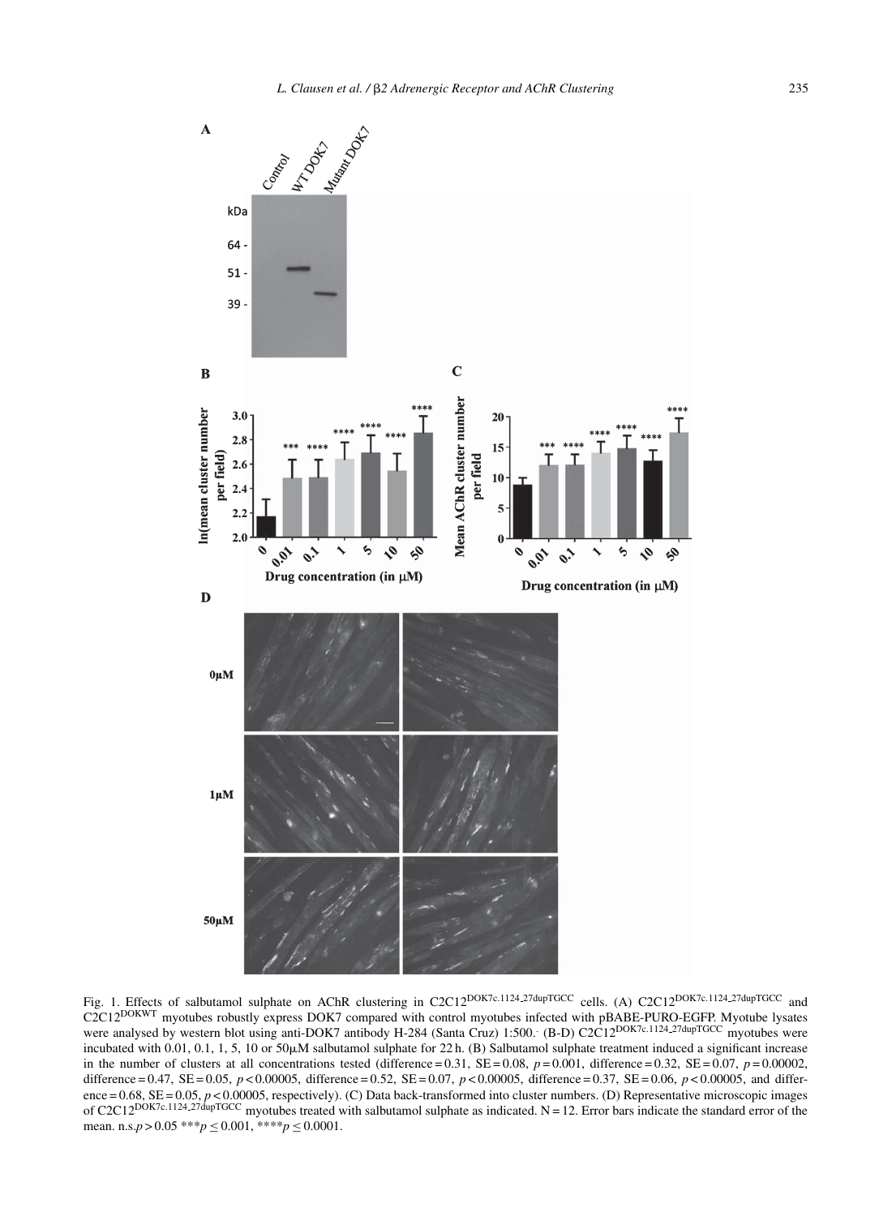A

Control | WT DOK7 | Mutant DOK7

kDa

64 -

51 -

39 -

B

C

D

0μM

1μM

50μM

Fig. 1. Effects of salbutamol sulphate on AChR clustering in C2C12$^{DOK7c.1124\_27dupTGCC}$ cells. (A) C2C12$^{DOK7c.1124\_27dupTGCC}$ and C2C12$^{DOKWT}$ myotubes robustly express DOK7 compared with control myotubes infected with pBABE-PURO-EGFP. Myotube lysates were analysed by western blot using anti-DOK7 antibody H-284 (Santa Cruz) 1:500. (B-D) C2C12$^{DOK7c.1124\_27dupTGCC}$ myotubes were incubated with 0.01, 0.1, 1, 5, 10 or 50μM salbutamol sulphate for 22 h. (B) Salbutamol sulphate treatment induced a significant increase in the number of clusters at all concentrations tested (difference = 0.31, SE = 0.08, $p = 0.001$, difference = 0.32, SE = 0.07, $p = 0.00002$, difference = 0.47, SE = 0.05, $p < 0.00005$, difference = 0.52, SE = 0.07, $p < 0.00005$, difference = 0.37, SE = 0.06, $p < 0.00005$, and difference = 0.68, SE = 0.05, $p < 0.00005$, respectively). (C) Data back-transformed into cluster numbers. (D) Representative microscopic images of C2C12$^{DOK7c.1124\_27dupTGCC}$ myotubes treated with salbutamol sulphate as indicated. N = 12. Error bars indicate the standard error of the mean. n.s.$p > 0.05$ ***$p \leq 0.001$, ****$p \leq 0.0001$.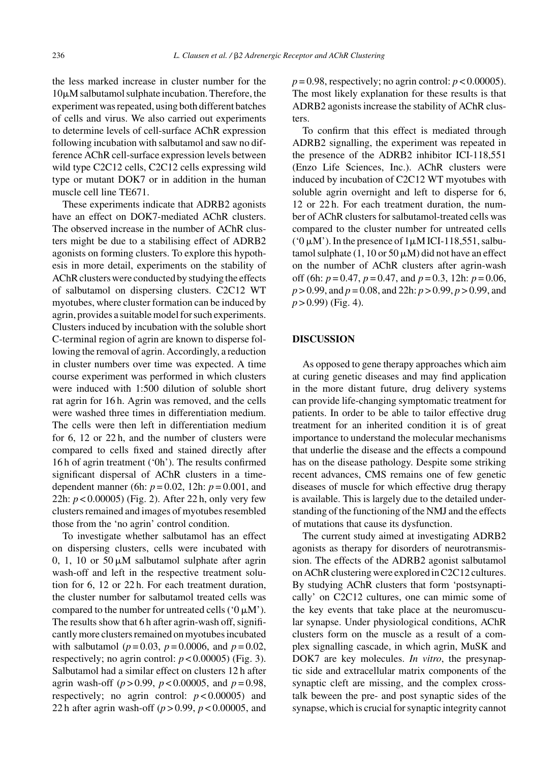the less marked increase in cluster number for the 10μM salbutamol sulphate incubation. Therefore, the experiment was repeated, using both different batches of cells and virus. We also carried out experiments to determine levels of cell-surface AChR expression following incubation with salbutamol and saw no difference AChR cell-surface expression levels between wild type C2C12 cells, C2C12 cells expressing wild type or mutant DOK7 or in addition in the human muscle cell line TE671.

These experiments indicate that ADRB2 agonists have an effect on DOK7-mediated AChR clusters. The observed increase in the number of AChR clusters might be due to a stabilising effect of ADRB2 agonists on forming clusters. To explore this hypothesis in more detail, experiments on the stability of AChR clusters were conducted by studying the effects of salbutamol on dispersing clusters. C2C12 WT myotubes, where cluster formation can be induced by agrin, provides a suitable model for such experiments. Clusters induced by incubation with the soluble short C-terminal region of agrin are known to disperse following the removal of agrin. Accordingly, a reduction in cluster numbers over time was expected. A time course experiment was performed in which clusters were induced with 1:500 dilution of soluble short rat agrin for 16 h. Agrin was removed, and the cells were washed three times in differentiation medium. The cells were then left in differentiation medium for 6, 12 or 22 h, and the number of clusters were compared to cells fixed and stained directly after 16 h of agrin treatment ('0h'). The results confirmed significant dispersal of AChR clusters in a time-dependent manner (6h: $p = 0.02$, 12h: $p = 0.001$, and 22h: $p < 0.00005$) (Fig. 2). After 22 h, only very few clusters remained and images of myotubes resembled those from the 'no agrin' control condition.

To investigate whether salbutamol has an effect on dispersing clusters, cells were incubated with 0, 1, 10 or 50 μM salbutamol sulphate after agrin wash-off and left in the respective treatment solution for 6, 12 or 22 h. For each treatment duration, the cluster number for salbutamol treated cells was compared to the number for untreated cells ('0 μM'). The results show that 6 h after agrin-wash off, significantly more clusters remained on myotubes incubated with salbutamol ($p = 0.03$, $p = 0.0006$, and $p = 0.02$, respectively; no agrin control: $p < 0.00005$) (Fig. 3). Salbutamol had a similar effect on clusters 12 h after agrin wash-off ($p > 0.99$, $p < 0.00005$, and $p = 0.98$, respectively; no agrin control: $p < 0.00005$) and 22 h after agrin wash-off ($p > 0.99$, $p < 0.00005$, and $p = 0.98$, respectively; no agrin control: $p < 0.00005$). The most likely explanation for these results is that ADRB2 agonists increase the stability of AChR clusters.

To confirm that this effect is mediated through ADRB2 signalling, the experiment was repeated in the presence of the ADRB2 inhibitor ICI-118,551 (Enzo Life Sciences, Inc.). AChR clusters were induced by incubation of C2C12 WT myotubes with soluble agrin overnight and left to disperse for 6, 12 or 22 h. For each treatment duration, the number of AChR clusters for salbutamol-treated cells was compared to the cluster number for untreated cells ('0 μM'). In the presence of 1μM ICI-118,551, salbutamol sulphate (1, 10 or 50 μM) did not have an effect on the number of AChR clusters after agrin-wash off (6h: $p = 0.47$, $p = 0.47$, and $p = 0.3$, 12h: $p = 0.06$, $p > 0.99$, and $p = 0.08$, and 22h: $p > 0.99$, $p > 0.99$, and $p > 0.99$) (Fig. 4).

## DISCUSSION

As opposed to gene therapy approaches which aim at curing genetic diseases and may find application in the more distant future, drug delivery systems can provide life-changing symptomatic treatment for patients. In order to be able to tailor effective drug treatment for an inherited condition it is of great importance to understand the molecular mechanisms that underlie the disease and the effects a compound has on the disease pathology. Despite some striking recent advances, CMS remains one of few genetic diseases of muscle for which effective drug therapy is available. This is largely due to the detailed understanding of the functioning of the NMJ and the effects of mutations that cause its dysfunction.

The current study aimed at investigating ADRB2 agonists as therapy for disorders of neurotransmission. The effects of the ADRB2 agonist salbutamol on AChR clustering were explored in C2C12 cultures. By studying AChR clusters that form 'postsynaptically' on C2C12 cultures, one can mimic some of the key events that take place at the neuromuscular synapse. Under physiological conditions, AChR clusters form on the muscle as a result of a complex signalling cascade, in which agrin, MuSK and DOK7 are key molecules. *In vitro*, the presynaptic side and extracellular matrix components of the synaptic cleft are missing, and the complex crosstalk beween the pre- and post synaptic sides of the synapse, which is crucial for synaptic integrity cannot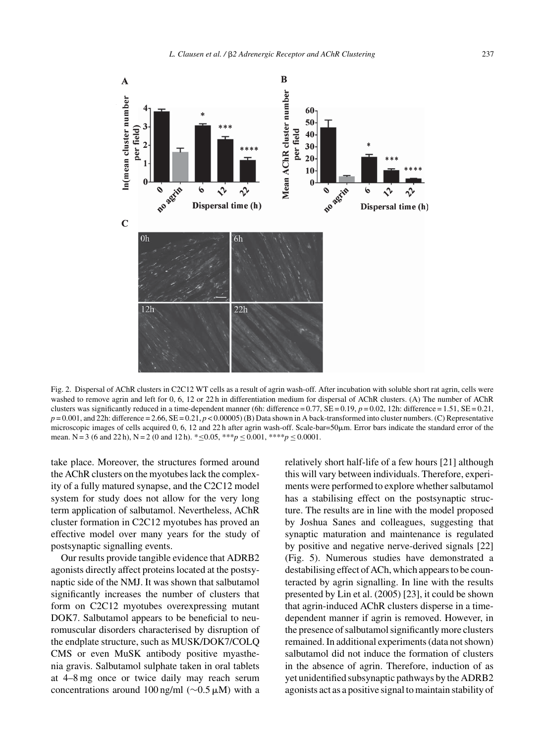Fig. 2. Dispersal of AChR clusters in C2C12 WT cells as a result of agrin wash-off. After incubation with soluble short rat agrin, cells were washed to remove agrin and left for 0, 6, 12 or 22 h in differentiation medium for dispersal of AChR clusters. (A) The number of AChR clusters was significantly reduced in a time-dependent manner (6h: difference = 0.77, SE = 0.19, $p = 0.02$, 12h: difference = 1.51, SE = 0.21, $p = 0.001$, and 22h: difference = 2.66, SE = 0.21, $p < 0.00005$) (B) Data shown in A back-transformed into cluster numbers. (C) Representative microscopic images of cells acquired 0, 6, 12 and 22 h after agrin wash-off. Scale-bar=50µm. Error bars indicate the standard error of the mean. N = 3 (6 and 22 h), N = 2 (0 and 12 h). *≤0.05, ***$p \leq 0.001$, ****$p \leq 0.0001$.

take place. Moreover, the structures formed around the AChR clusters on the myotubes lack the complexity of a fully matured synapse, and the C2C12 model system for study does not allow for the very long term application of salbutamol. Nevertheless, AChR cluster formation in C2C12 myotubes has proved an effective model over many years for the study of postsynaptic signalling events.

Our results provide tangible evidence that ADRB2 agonists directly affect proteins located at the postsynaptic side of the NMJ. It was shown that salbutamol significantly increases the number of clusters that form on C2C12 myotubes overexpressing mutant DOK7. Salbutamol appears to be beneficial to neuromuscular disorders characterised by disruption of the endplate structure, such as MUSK/DOK7/COLQ CMS or even MuSK antibody positive myasthenia gravis. Salbutamol sulphate taken in oral tablets at 4–8 mg once or twice daily may reach serum concentrations around 100 ng/ml (∼0.5 µM) with a relatively short half-life of a few hours [21] although this will vary between individuals. Therefore, experiments were performed to explore whether salbutamol has a stabilising effect on the postsynaptic structure. The results are in line with the model proposed by Joshua Sanes and colleagues, suggesting that synaptic maturation and maintenance is regulated by positive and negative nerve-derived signals [22] (Fig. 5). Numerous studies have demonstrated a destabilising effect of ACh, which appears to be counteracted by agrin signalling. In line with the results presented by Lin et al. (2005) [23], it could be shown that agrin-induced AChR clusters disperse in a time-dependent manner if agrin is removed. However, in the presence of salbutamol significantly more clusters remained. In additional experiments (data not shown) salbutamol did not induce the formation of clusters in the absence of agrin. Therefore, induction of as yet unidentified subsynaptic pathways by the ADRB2 agonists act as a positive signal to maintain stability of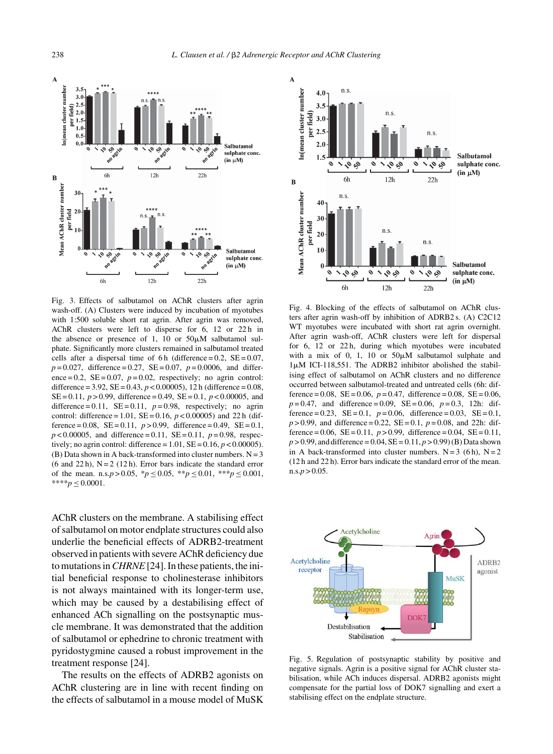Fig. 3. Effects of salbutamol on AChR clusters after agrin wash-off. (A) Clusters were induced by incubation of myotubes with 1:500 soluble short rat agrin. After agrin was removed, AChR clusters were left to disperse for 6, 12 or 22 h in the absence or presence of 1, 10 or 50μM salbutamol sulphate. Significantly more clusters remained in salbutamol treated cells after a dispersal time of 6 h (difference = 0.2, SE = 0.07, $p = 0.027$, difference = 0.27, SE = 0.07, $p = 0.0006$, and difference = 0.2, SE = 0.07, $p = 0.02$, respectively; no agrin control: difference = 3.92, SE = 0.43, $p < 0.00005$), 12 h (difference = 0.08, SE = 0.11, $p > 0.99$, difference = 0.49, SE = 0.1, $p < 0.00005$, and difference = 0.11, SE = 0.11, $p = 0.98$, respectively; no agrin control: difference = 1.01, SE = 0.16, $p < 0.00005$) and 22 h (difference = 0.08, SE = 0.11, $p > 0.99$, difference = 0.49, SE = 0.1, $p < 0.00005$, and difference = 0.11, SE = 0.11, $p = 0.98$, respectively; no agrin control: difference = 1.01, SE = 0.16, $p < 0.00005$). (B) Data shown in A back-transformed into cluster numbers. N = 3 (6 and 22 h), N = 2 (12 h). Error bars indicate the standard error of the mean. n.s. $p > 0.05$, * $p \leq 0.05$, ** $p \leq 0.01$, *** $p \leq 0.001$, **** $p \leq 0.0001$.

Fig. 4. Blocking of the effects of salbutamol on AChR clusters after agrin wash-off by inhibition of ADRB2 s. (A) C2C12 WT myotubes were incubated with short rat agrin overnight. After agrin wash-off, AChR clusters were left for dispersal for 6, 12 or 22 h, during which myotubes were incubated with a mix of 0, 1, 10 or 50μM salbutamol sulphate and 1μM ICI-118,551. The ADRB2 inhibitor abolished the stabilising effect of salbutamol on AChR clusters and no difference occurred between salbutamol-treated and untreated cells (6h: difference = 0.08, SE = 0.06, $p = 0.47$, difference = 0.08, SE = 0.06, $p = 0.47$, and difference = 0.09, SE = 0.06, $p = 0.3$, 12h: difference = 0.23, SE = 0.1, $p = 0.06$, difference = 0.03, SE = 0.1, $p > 0.99$, and difference = 0.22, SE = 0.1, $p = 0.08$, and 22h: difference = 0.06, SE = 0.11, $p > 0.99$, difference = 0.04, SE = 0.11, $p > 0.99$, and difference = 0.04, SE = 0.11, $p > 0.99$) (B) Data shown in A back-transformed into cluster numbers. N = 3 (6 h), N = 2 (12 h and 22 h). Error bars indicate the standard error of the mean. n.s. $p > 0.05$.

AChR clusters on the membrane. A stabilising effect of salbutamol on motor endplate structures could also underlie the beneficial effects of ADRB2-treatment observed in patients with severe AChR deficiency due to mutations in *CHRNE* [24]. In these patients, the initial beneficial response to cholinesterase inhibitors is not always maintained with its longer-term use, which may be caused by a destabilising effect of enhanced ACh signalling on the postsynaptic muscle membrane. It was demonstrated that the addition of salbutamol or ephedrine to chronic treatment with pyridostygmine caused a robust improvement in the treatment response [24].

The results on the effects of ADRB2 agonists on AChR clustering are in line with recent finding on the effects of salbutamol in a mouse model of MuSK

Fig. 5. Regulation of postsynaptic stability by positive and negative signals. Agrin is a positive signal for AChR cluster stabilisation, while ACh induces dispersal. ADRB2 agonists might compensate for the partial loss of DOK7 signalling and exert a stabilising effect on the endplate structure.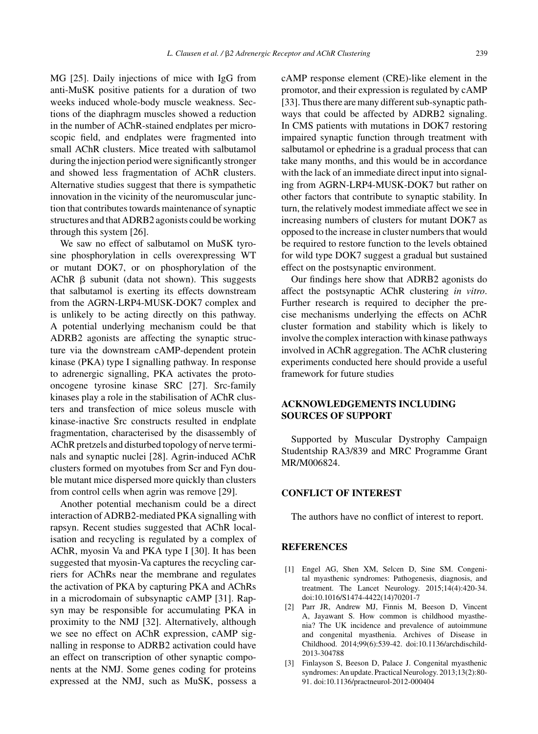MG [25]. Daily injections of mice with IgG from anti-MuSK positive patients for a duration of two weeks induced whole-body muscle weakness. Sections of the diaphragm muscles showed a reduction in the number of AChR-stained endplates per microscopic field, and endplates were fragmented into small AChR clusters. Mice treated with salbutamol during the injection period were significantly stronger and showed less fragmentation of AChR clusters. Alternative studies suggest that there is sympathetic innovation in the vicinity of the neuromuscular junction that contributes towards maintenance of synaptic structures and that ADRB2 agonists could be working through this system [26].

We saw no effect of salbutamol on MuSK tyrosine phosphorylation in cells overexpressing WT or mutant DOK7, or on phosphorylation of the AChR β subunit (data not shown). This suggests that salbutamol is exerting its effects downstream from the AGRN-LRP4-MUSK-DOK7 complex and is unlikely to be acting directly on this pathway. A potential underlying mechanism could be that ADRB2 agonists are affecting the synaptic structure via the downstream cAMP-dependent protein kinase (PKA) type I signalling pathway. In response to adrenergic signalling, PKA activates the proto-oncogene tyrosine kinase SRC [27]. Src-family kinases play a role in the stabilisation of AChR clusters and transfection of mice soleus muscle with kinase-inactive Src constructs resulted in endplate fragmentation, characterised by the disassembly of AChR pretzels and disturbed topology of nerve terminals and synaptic nuclei [28]. Agrin-induced AChR clusters formed on myotubes from Scr and Fyn double mutant mice dispersed more quickly than clusters from control cells when agrin was remove [29].

Another potential mechanism could be a direct interaction of ADRB2-mediated PKA signalling with rapsyn. Recent studies suggested that AChR localisation and recycling is regulated by a complex of AChR, myosin Va and PKA type I [30]. It has been suggested that myosin-Va captures the recycling carriers for AChRs near the membrane and regulates the activation of PKA by capturing PKA and AChRs in a microdomain of subsynaptic cAMP [31]. Rapsyn may be responsible for accumulating PKA in proximity to the NMJ [32]. Alternatively, although we see no effect on AChR expression, cAMP signalling in response to ADRB2 activation could have an effect on transcription of other synaptic components at the NMJ. Some genes coding for proteins expressed at the NMJ, such as MuSK, possess a cAMP response element (CRE)-like element in the promotor, and their expression is regulated by cAMP [33]. Thus there are many different sub-synaptic pathways that could be affected by ADRB2 signaling. In CMS patients with mutations in DOK7 restoring impaired synaptic function through treatment with salbutamol or ephedrine is a gradual process that can take many months, and this would be in accordance with the lack of an immediate direct input into signaling from AGRN-LRP4-MUSK-DOK7 but rather on other factors that contribute to synaptic stability. In turn, the relatively modest immediate affect we see in increasing numbers of clusters for mutant DOK7 as opposed to the increase in cluster numbers that would be required to restore function to the levels obtained for wild type DOK7 suggest a gradual but sustained effect on the postsynaptic environment.

Our findings here show that ADRB2 agonists do affect the postsynaptic AChR clustering *in vitro*. Further research is required to decipher the precise mechanisms underlying the effects on AChR cluster formation and stability which is likely to involve the complex interaction with kinase pathways involved in AChR aggregation. The AChR clustering experiments conducted here should provide a useful framework for future studies

## ACKNOWLEDGEMENTS INCLUDING SOURCES OF SUPPORT

Supported by Muscular Dystrophy Campaign Studentship RA3/839 and MRC Programme Grant MR/M006824.

## CONFLICT OF INTEREST

The authors have no conflict of interest to report.

## REFERENCES

[1] Engel AG, Shen XM, Selcen D, Sine SM. Congenital myasthenic syndromes: Pathogenesis, diagnosis, and treatment. The Lancet Neurology. 2015;14(4):420-34. doi:10.1016/S1474-4422(14)70201-7

[2] Parr JR, Andrew MJ, Finnis M, Beeson D, Vincent A, Jayawant S. How common is childhood myasthenia? The UK incidence and prevalence of autoimmune and congenital myasthenia. Archives of Disease in Childhood. 2014;99(6):539-42. doi:10.1136/archdischild-2013-304788

[3] Finlayson S, Beeson D, Palace J. Congenital myasthenic syndromes: An update. Practical Neurology. 2013;13(2):80-91. doi:10.1136/practneurol-2012-000404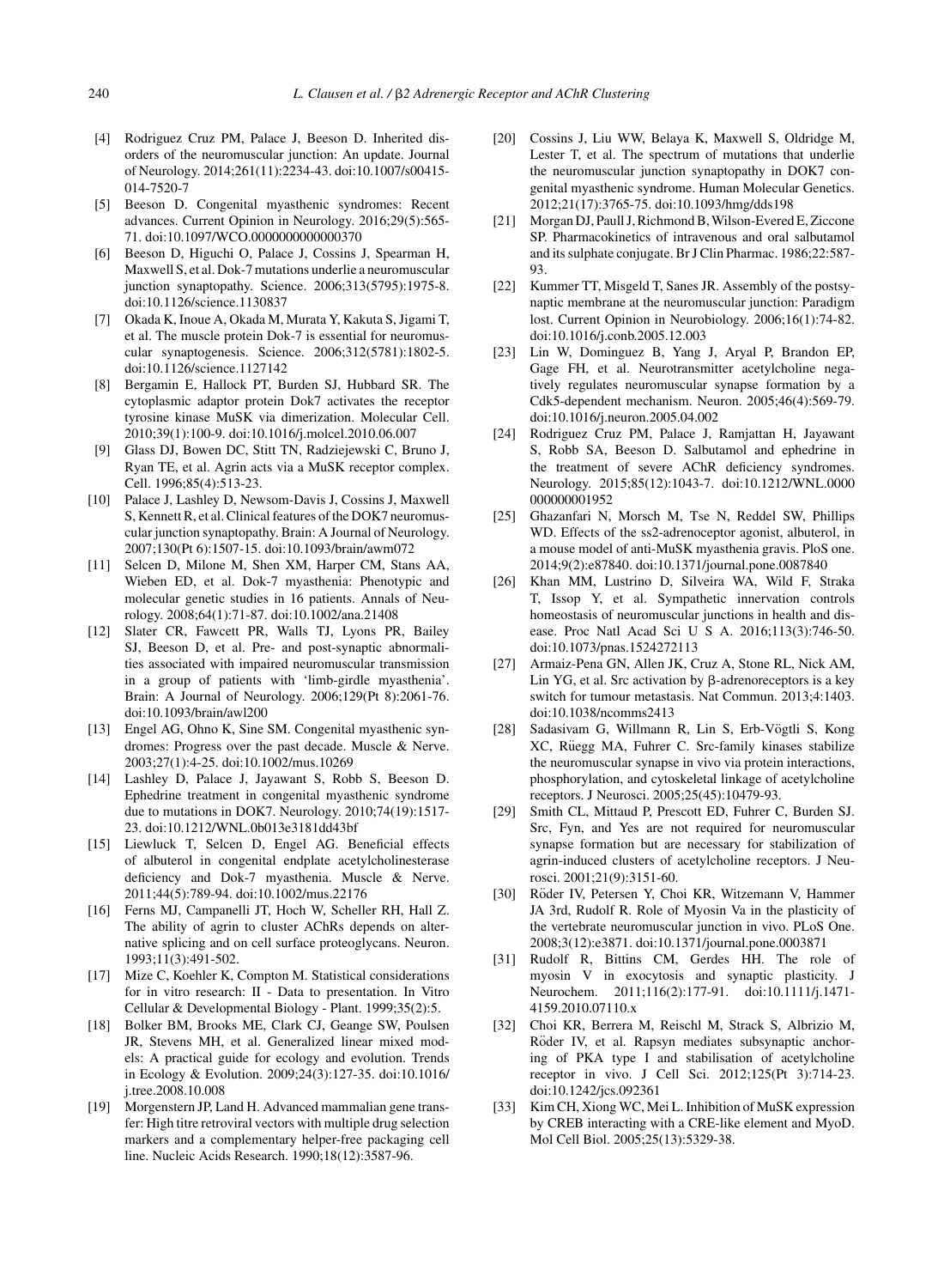[4] Rodriguez Cruz PM, Palace J, Beeson D. Inherited disorders of the neuromuscular junction: An update. Journal of Neurology. 2014;261(11):2234-43. doi:10.1007/s00415-014-7520-7

[5] Beeson D. Congenital myasthenic syndromes: Recent advances. Current Opinion in Neurology. 2016;29(5):565-71. doi:10.1097/WCO.0000000000000370

[6] Beeson D, Higuchi O, Palace J, Cossins J, Spearman H, Maxwell S, et al. Dok-7 mutations underlie a neuromuscular junction synaptopathy. Science. 2006;313(5795):1975-8. doi:10.1126/science.1130837

[7] Okada K, Inoue A, Okada M, Murata Y, Kakuta S, Jigami T, et al. The muscle protein Dok-7 is essential for neuromuscular synaptogenesis. Science. 2006;312(5781):1802-5. doi:10.1126/science.1127142

[8] Bergamin E, Hallock PT, Burden SJ, Hubbard SR. The cytoplasmic adaptor protein Dok7 activates the receptor tyrosine kinase MuSK via dimerization. Molecular Cell. 2010;39(1):100-9. doi:10.1016/j.molcel.2010.06.007

[9] Glass DJ, Bowen DC, Stitt TN, Radziejewski C, Bruno J, Ryan TE, et al. Agrin acts via a MuSK receptor complex. Cell. 1996;85(4):513-23.

[10] Palace J, Lashley D, Newsom-Davis J, Cossins J, Maxwell S, Kennett R, et al. Clinical features of the DOK7 neuromuscular junction synaptopathy. Brain: A Journal of Neurology. 2007;130(Pt 6):1507-15. doi:10.1093/brain/awm072

[11] Selcen D, Milone M, Shen XM, Harper CM, Stans AA, Wieben ED, et al. Dok-7 myasthenia: Phenotypic and molecular genetic studies in 16 patients. Annals of Neurology. 2008;64(1):71-87. doi:10.1002/ana.21408

[12] Slater CR, Fawcett PR, Walls TJ, Lyons PR, Bailey SJ, Beeson D, et al. Pre- and post-synaptic abnormalities associated with impaired neuromuscular transmission in a group of patients with 'limb-girdle myasthenia'. Brain: A Journal of Neurology. 2006;129(Pt 8):2061-76. doi:10.1093/brain/awl200

[13] Engel AG, Ohno K, Sine SM. Congenital myasthenic syndromes: Progress over the past decade. Muscle & Nerve. 2003;27(1):4-25. doi:10.1002/mus.10269

[14] Lashley D, Palace J, Jayawant S, Robb S, Beeson D. Ephedrine treatment in congenital myasthenic syndrome due to mutations in DOK7. Neurology. 2010;74(19):1517-23. doi:10.1212/WNL.0b013e3181dd43bf

[15] Liewluck T, Selcen D, Engel AG. Beneficial effects of albuterol in congenital endplate acetylcholinesterase deficiency and Dok-7 myasthenia. Muscle & Nerve. 2011;44(5):789-94. doi:10.1002/mus.22176

[16] Ferns MJ, Campanelli JT, Hoch W, Scheller RH, Hall Z. The ability of agrin to cluster AChRs depends on alternative splicing and on cell surface proteoglycans. Neuron. 1993;11(3):491-502.

[17] Mize C, Koehler K, Compton M. Statistical considerations for in vitro research: II - Data to presentation. In Vitro Cellular & Developmental Biology - Plant. 1999;35(2):5.

[18] Bolker BM, Brooks ME, Clark CJ, Geange SW, Poulsen JR, Stevens MH, et al. Generalized linear mixed models: A practical guide for ecology and evolution. Trends in Ecology & Evolution. 2009;24(3):127-35. doi:10.1016/j.tree.2008.10.008

[19] Morgenstern JP, Land H. Advanced mammalian gene transfer: High titre retroviral vectors with multiple drug selection markers and a complementary helper-free packaging cell line. Nucleic Acids Research. 1990;18(12):3587-96.

[20] Cossins J, Liu WW, Belaya K, Maxwell S, Oldridge M, Lester T, et al. The spectrum of mutations that underlie the neuromuscular junction synaptopathy in DOK7 congenital myasthenic syndrome. Human Molecular Genetics. 2012;21(17):3765-75. doi:10.1093/hmg/dds198

[21] Morgan DJ, Paull J, Richmond B, Wilson-Evered E, Ziccone SP. Pharmacokinetics of intravenous and oral salbutamol and its sulphate conjugate. Br J Clin Pharmac. 1986;22:587-93.

[22] Kummer TT, Misgeld T, Sanes JR. Assembly of the postsynaptic membrane at the neuromuscular junction: Paradigm lost. Current Opinion in Neurobiology. 2006;16(1):74-82. doi:10.1016/j.conb.2005.12.003

[23] Lin W, Dominguez B, Yang J, Aryal P, Brandon EP, Gage FH, et al. Neurotransmitter acetylcholine negatively regulates neuromuscular synapse formation by a Cdk5-dependent mechanism. Neuron. 2005;46(4):569-79. doi:10.1016/j.neuron.2005.04.002

[24] Rodriguez Cruz PM, Palace J, Ramjattan H, Jayawant S, Robb SA, Beeson D. Salbutamol and ephedrine in the treatment of severe AChR deficiency syndromes. Neurology. 2015;85(12):1043-7. doi:10.1212/WNL.0000000000001952

[25] Ghazanfari N, Morsch M, Tse N, Reddel SW, Phillips WD. Effects of the ss2-adrenoceptor agonist, albuterol, in a mouse model of anti-MuSK myasthenia gravis. PloS one. 2014;9(2):e87840. doi:10.1371/journal.pone.0087840

[26] Khan MM, Lustrino D, Silveira WA, Wild F, Straka T, Issop Y, et al. Sympathetic innervation controls homeostasis of neuromuscular junctions in health and disease. Proc Natl Acad Sci U S A. 2016;113(3):746-50. doi:10.1073/pnas.1524272113

[27] Armaiz-Pena GN, Allen JK, Cruz A, Stone RL, Nick AM, Lin YG, et al. Src activation by β-adrenoreceptors is a key switch for tumour metastasis. Nat Commun. 2013;4:1403. doi:10.1038/ncomms2413

[28] Sadasivam G, Willmann R, Lin S, Erb-Vögtli S, Kong XC, Rüegg MA, Fuhrer C. Src-family kinases stabilize the neuromuscular synapse in vivo via protein interactions, phosphorylation, and cytoskeletal linkage of acetylcholine receptors. J Neurosci. 2005;25(45):10479-93.

[29] Smith CL, Mittaud P, Prescott ED, Fuhrer C, Burden SJ. Src, Fyn, and Yes are not required for neuromuscular synapse formation but are necessary for stabilization of agrin-induced clusters of acetylcholine receptors. J Neurosci. 2001;21(9):3151-60.

[30] Röder IV, Petersen Y, Choi KR, Witzemann V, Hammer JA 3rd, Rudolf R. Role of Myosin Va in the plasticity of the vertebrate neuromuscular junction in vivo. PLoS One. 2008;3(12):e3871. doi:10.1371/journal.pone.0003871

[31] Rudolf R, Bittins CM, Gerdes HH. The role of myosin V in exocytosis and synaptic plasticity. J Neurochem. 2011;116(2):177-91. doi:10.1111/j.1471-4159.2010.07110.x

[32] Choi KR, Berrera M, Reischl M, Strack S, Albrizio M, Röder IV, et al. Rapsyn mediates subsynaptic anchoring of PKA type I and stabilisation of acetylcholine receptor in vivo. J Cell Sci. 2012;125(Pt 3):714-23. doi:10.1242/jcs.092361

[33] Kim CH, Xiong WC, Mei L. Inhibition of MuSK expression by CREB interacting with a CRE-like element and MyoD. Mol Cell Biol. 2005;25(13):5329-38.